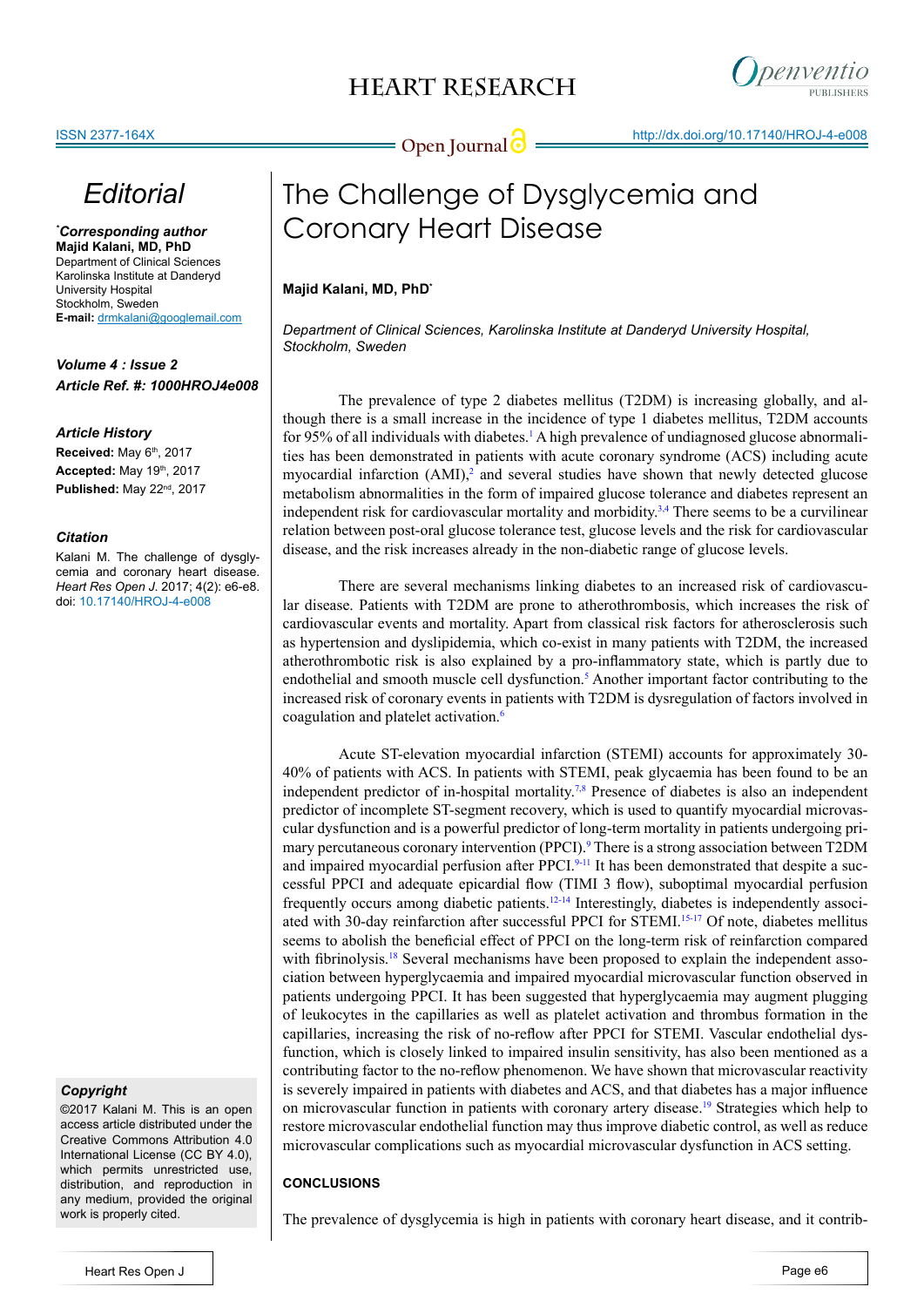# Editorial

*Corresponding author
**Majid Kalani, MD, PhD**
Department of Clinical Sciences
Karolinska Institute at Danderyd University Hospital
Stockholm, Sweden
**E-mail:** drmkalani@googlemail.com

***Volume 4 : Issue 2***
***Article Ref. #: 1000HROJ4e008***

### Article History

**Received:** May 6th, 2017
**Accepted:** May 19th, 2017
**Published:** May 22nd, 2017

### Citation

Kalani M. The challenge of dysglycemia and coronary heart disease. *Heart Res Open J*. 2017; 4(2): e6-e8. doi: 10.17140/HROJ-4-e008

### Copyright

©2017 Kalani M. This is an open access article distributed under the Creative Commons Attribution 4.0 International License (CC BY 4.0), which permits unrestricted use, distribution, and reproduction in any medium, provided the original work is properly cited.

# The Challenge of Dysglycemia and Coronary Heart Disease

**Majid Kalani, MD, PhD***

*Department of Clinical Sciences, Karolinska Institute at Danderyd University Hospital, Stockholm, Sweden*

The prevalence of type 2 diabetes mellitus (T2DM) is increasing globally, and although there is a small increase in the incidence of type 1 diabetes mellitus, T2DM accounts for 95% of all individuals with diabetes.[1] A high prevalence of undiagnosed glucose abnormalities has been demonstrated in patients with acute coronary syndrome (ACS) including acute myocardial infarction (AMI),[2] and several studies have shown that newly detected glucose metabolism abnormalities in the form of impaired glucose tolerance and diabetes represent an independent risk for cardiovascular mortality and morbidity.[3,4] There seems to be a curvilinear relation between post-oral glucose tolerance test, glucose levels and the risk for cardiovascular disease, and the risk increases already in the non-diabetic range of glucose levels.

There are several mechanisms linking diabetes to an increased risk of cardiovascular disease. Patients with T2DM are prone to atherothrombosis, which increases the risk of cardiovascular events and mortality. Apart from classical risk factors for atherosclerosis such as hypertension and dyslipidemia, which co-exist in many patients with T2DM, the increased atherothrombotic risk is also explained by a pro-inflammatory state, which is partly due to endothelial and smooth muscle cell dysfunction.[5] Another important factor contributing to the increased risk of coronary events in patients with T2DM is dysregulation of factors involved in coagulation and platelet activation.[6]

Acute ST-elevation myocardial infarction (STEMI) accounts for approximately 30-40% of patients with ACS. In patients with STEMI, peak glycaemia has been found to be an independent predictor of in-hospital mortality.[7,8] Presence of diabetes is also an independent predictor of incomplete ST-segment recovery, which is used to quantify myocardial microvascular dysfunction and is a powerful predictor of long-term mortality in patients undergoing primary percutaneous coronary intervention (PPCI).[9] There is a strong association between T2DM and impaired myocardial perfusion after PPCI.[9-11] It has been demonstrated that despite a successful PPCI and adequate epicardial flow (TIMI 3 flow), suboptimal myocardial perfusion frequently occurs among diabetic patients.[12-14] Interestingly, diabetes is independently associated with 30-day reinfarction after successful PPCI for STEMI.[15-17] Of note, diabetes mellitus seems to abolish the beneficial effect of PPCI on the long-term risk of reinfarction compared with fibrinolysis.[18] Several mechanisms have been proposed to explain the independent association between hyperglycaemia and impaired myocardial microvascular function observed in patients undergoing PPCI. It has been suggested that hyperglycaemia may augment plugging of leukocytes in the capillaries as well as platelet activation and thrombus formation in the capillaries, increasing the risk of no-reflow after PPCI for STEMI. Vascular endothelial dysfunction, which is closely linked to impaired insulin sensitivity, has also been mentioned as a contributing factor to the no-reflow phenomenon. We have shown that microvascular reactivity is severely impaired in patients with diabetes and ACS, and that diabetes has a major influence on microvascular function in patients with coronary artery disease.[19] Strategies which help to restore microvascular endothelial function may thus improve diabetic control, as well as reduce microvascular complications such as myocardial microvascular dysfunction in ACS setting.

## CONCLUSIONS

The prevalence of dysglycemia is high in patients with coronary heart disease, and it contrib-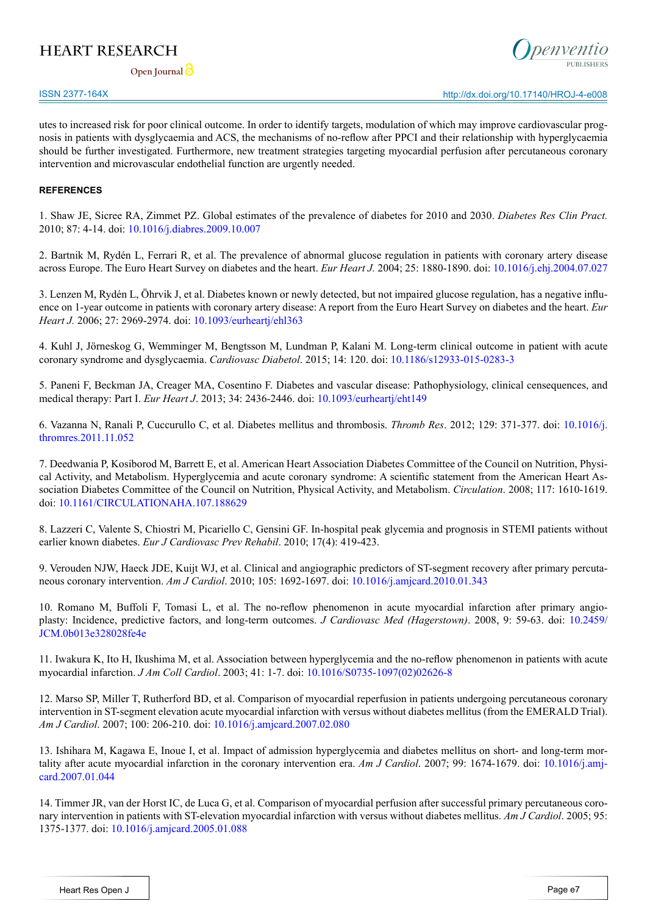utes to increased risk for poor clinical outcome. In order to identify targets, modulation of which may improve cardiovascular prognosis in patients with dysglycaemia and ACS, the mechanisms of no-reflow after PPCI and their relationship with hyperglycaemia should be further investigated. Furthermore, new treatment strategies targeting myocardial perfusion after percutaneous coronary intervention and microvascular endothelial function are urgently needed.

## REFERENCES

1. Shaw JE, Sicree RA, Zimmet PZ. Global estimates of the prevalence of diabetes for 2010 and 2030. *Diabetes Res Clin Pract.* 2010; 87: 4-14. doi: 10.1016/j.diabres.2009.10.007

2. Bartnik M, Rydén L, Ferrari R, et al. The prevalence of abnormal glucose regulation in patients with coronary artery disease across Europe. The Euro Heart Survey on diabetes and the heart. *Eur Heart J.* 2004; 25: 1880-1890. doi: 10.1016/j.ehj.2004.07.027

3. Lenzen M, Rydén L, Öhrvik J, et al. Diabetes known or newly detected, but not impaired glucose regulation, has a negative influence on 1-year outcome in patients with coronary artery disease: A report from the Euro Heart Survey on diabetes and the heart. *Eur Heart J.* 2006; 27: 2969-2974. doi: 10.1093/eurheartj/ehl363

4. Kuhl J, Jörneskog G, Wemminger M, Bengtsson M, Lundman P, Kalani M. Long-term clinical outcome in patient with acute coronary syndrome and dysglycaemia. *Cardiovasc Diabetol*. 2015; 14: 120. doi: 10.1186/s12933-015-0283-3

5. Paneni F, Beckman JA, Creager MA, Cosentino F. Diabetes and vascular disease: Pathophysiology, clinical censequences, and medical therapy: Part I. *Eur Heart J*. 2013; 34: 2436-2446. doi: 10.1093/eurheartj/eht149

6. Vazanna N, Ranali P, Cuccurullo C, et al. Diabetes mellitus and thrombosis. *Thromb Res*. 2012; 129: 371-377. doi: 10.1016/j.thromres.2011.11.052

7. Deedwania P, Kosiborod M, Barrett E, et al. American Heart Association Diabetes Committee of the Council on Nutrition, Physical Activity, and Metabolism. Hyperglycemia and acute coronary syndrome: A scientific statement from the American Heart Association Diabetes Committee of the Council on Nutrition, Physical Activity, and Metabolism. *Circulation*. 2008; 117: 1610-1619. doi: 10.1161/CIRCULATIONAHA.107.188629

8. Lazzeri C, Valente S, Chiostri M, Picariello C, Gensini GF. In-hospital peak glycemia and prognosis in STEMI patients without earlier known diabetes. *Eur J Cardiovasc Prev Rehabil*. 2010; 17(4): 419-423.

9. Verouden NJW, Haeck JDE, Kuijt WJ, et al. Clinical and angiographic predictors of ST-segment recovery after primary percutaneous coronary intervention. *Am J Cardiol*. 2010; 105: 1692-1697. doi: 10.1016/j.amjcard.2010.01.343

10. Romano M, Buffoli F, Tomasi L, et al. The no-reflow phenomenon in acute myocardial infarction after primary angioplasty: Incidence, predictive factors, and long-term outcomes. *J Cardiovasc Med (Hagerstown)*. 2008, 9: 59-63. doi: 10.2459/JCM.0b013e328028fe4e

11. Iwakura K, Ito H, Ikushima M, et al. Association between hyperglycemia and the no-reflow phenomenon in patients with acute myocardial infarction. *J Am Coll Cardiol*. 2003; 41: 1-7. doi: 10.1016/S0735-1097(02)02626-8

12. Marso SP, Miller T, Rutherford BD, et al. Comparison of myocardial reperfusion in patients undergoing percutaneous coronary intervention in ST-segment elevation acute myocardial infarction with versus without diabetes mellitus (from the EMERALD Trial). *Am J Cardiol*. 2007; 100: 206-210. doi: 10.1016/j.amjcard.2007.02.080

13. Ishihara M, Kagawa E, Inoue I, et al. Impact of admission hyperglycemia and diabetes mellitus on short- and long-term mortality after acute myocardial infarction in the coronary intervention era. *Am J Cardiol*. 2007; 99: 1674-1679. doi: 10.1016/j.amjcard.2007.01.044

14. Timmer JR, van der Horst IC, de Luca G, et al. Comparison of myocardial perfusion after successful primary percutaneous coronary intervention in patients with ST-elevation myocardial infarction with versus without diabetes mellitus. *Am J Cardiol*. 2005; 95: 1375-1377. doi: 10.1016/j.amjcard.2005.01.088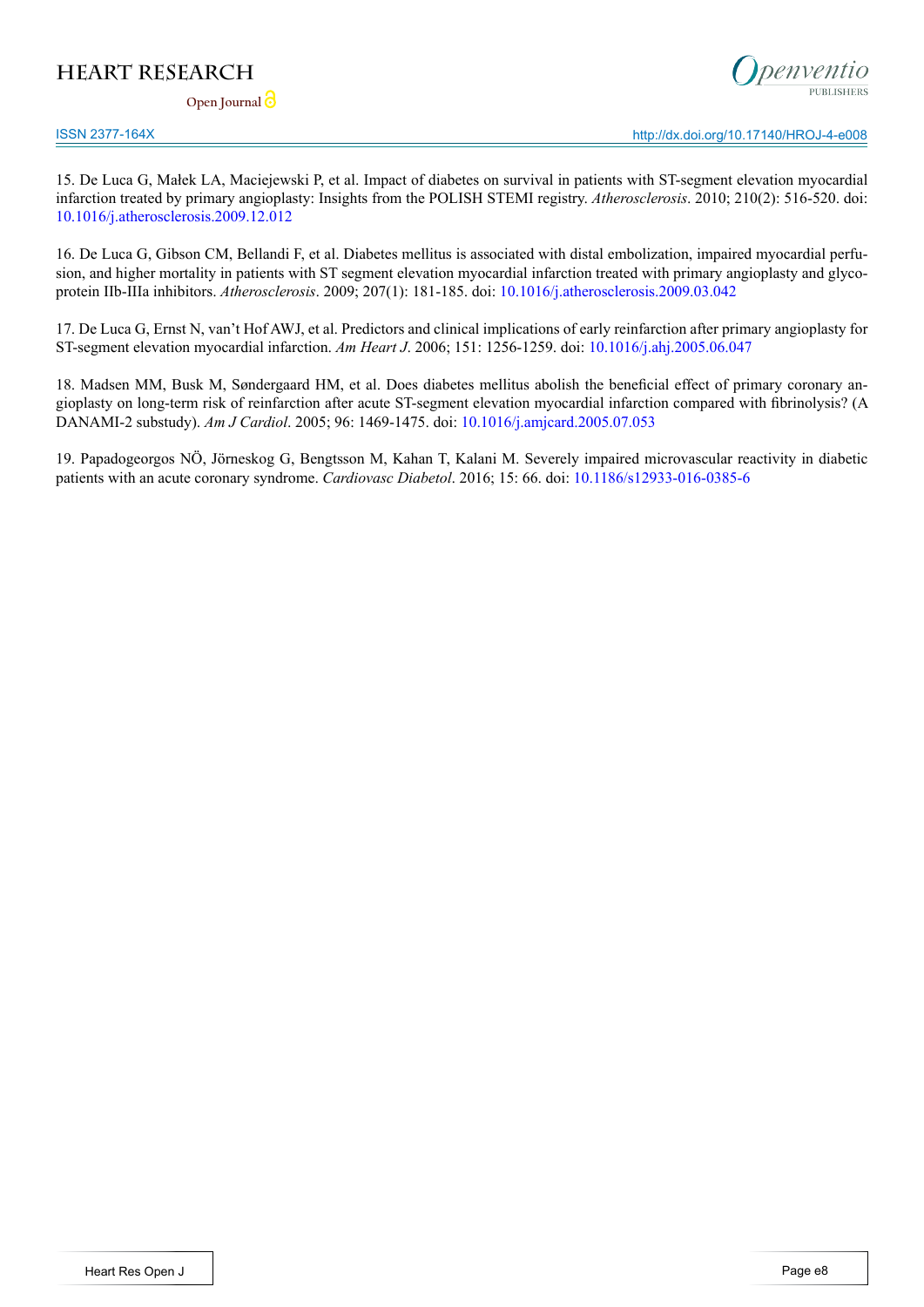15. De Luca G, Małek LA, Maciejewski P, et al. Impact of diabetes on survival in patients with ST-segment elevation myocardial infarction treated by primary angioplasty: Insights from the POLISH STEMI registry. *Atherosclerosis*. 2010; 210(2): 516-520. doi: 10.1016/j.atherosclerosis.2009.12.012

16. De Luca G, Gibson CM, Bellandi F, et al. Diabetes mellitus is associated with distal embolization, impaired myocardial perfusion, and higher mortality in patients with ST segment elevation myocardial infarction treated with primary angioplasty and glycoprotein IIb-IIIa inhibitors. *Atherosclerosis*. 2009; 207(1): 181-185. doi: 10.1016/j.atherosclerosis.2009.03.042

17. De Luca G, Ernst N, van't Hof AWJ, et al. Predictors and clinical implications of early reinfarction after primary angioplasty for ST-segment elevation myocardial infarction. *Am Heart J*. 2006; 151: 1256-1259. doi: 10.1016/j.ahj.2005.06.047

18. Madsen MM, Busk M, Søndergaard HM, et al. Does diabetes mellitus abolish the beneficial effect of primary coronary angioplasty on long-term risk of reinfarction after acute ST-segment elevation myocardial infarction compared with fibrinolysis? (A DANAMI-2 substudy). *Am J Cardiol*. 2005; 96: 1469-1475. doi: 10.1016/j.amjcard.2005.07.053

19. Papadogeorgos NÖ, Jörneskog G, Bengtsson M, Kahan T, Kalani M. Severely impaired microvascular reactivity in diabetic patients with an acute coronary syndrome. *Cardiovasc Diabetol*. 2016; 15: 66. doi: 10.1186/s12933-016-0385-6